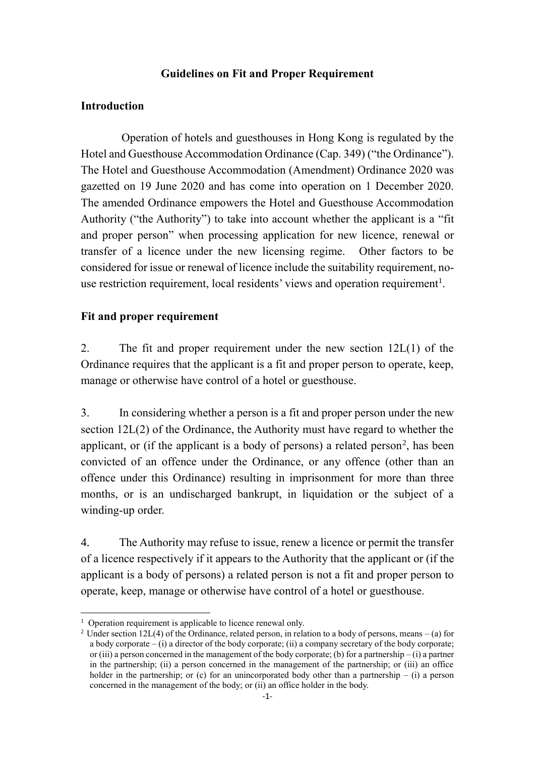# Guidelines on Fit and Proper Requirement

## Introduction

Operation of hotels and guesthouses in Hong Kong is regulated by the Hotel and Guesthouse Accommodation Ordinance (Cap. 349) ("the Ordinance"). The Hotel and Guesthouse Accommodation (Amendment) Ordinance 2020 was gazetted on 19 June 2020 and has come into operation on 1 December 2020. The amended Ordinance empowers the Hotel and Guesthouse Accommodation Authority ("the Authority") to take into account whether the applicant is a "fit and proper person" when processing application for new licence, renewal or transfer of a licence under the new licensing regime. Other factors to be considered for issue or renewal of licence include the suitability requirement, no-use restriction requirement, local residents' views and operation requirement[1].

## Fit and proper requirement

2. The fit and proper requirement under the new section 12L(1) of the Ordinance requires that the applicant is a fit and proper person to operate, keep, manage or otherwise have control of a hotel or guesthouse.

3. In considering whether a person is a fit and proper person under the new section 12L(2) of the Ordinance, the Authority must have regard to whether the applicant, or (if the applicant is a body of persons) a related person[2], has been convicted of an offence under the Ordinance, or any offence (other than an offence under this Ordinance) resulting in imprisonment for more than three months, or is an undischarged bankrupt, in liquidation or the subject of a winding-up order.

4. The Authority may refuse to issue, renew a licence or permit the transfer of a licence respectively if it appears to the Authority that the applicant or (if the applicant is a body of persons) a related person is not a fit and proper person to operate, keep, manage or otherwise have control of a hotel or guesthouse.

---

[1] Operation requirement is applicable to licence renewal only.

[2] Under section 12L(4) of the Ordinance, related person, in relation to a body of persons, means – (a) for a body corporate – (i) a director of the body corporate; (ii) a company secretary of the body corporate; or (iii) a person concerned in the management of the body corporate; (b) for a partnership – (i) a partner in the partnership; (ii) a person concerned in the management of the partnership; or (iii) an office holder in the partnership; or (c) for an unincorporated body other than a partnership – (i) a person concerned in the management of the body; or (ii) an office holder in the body.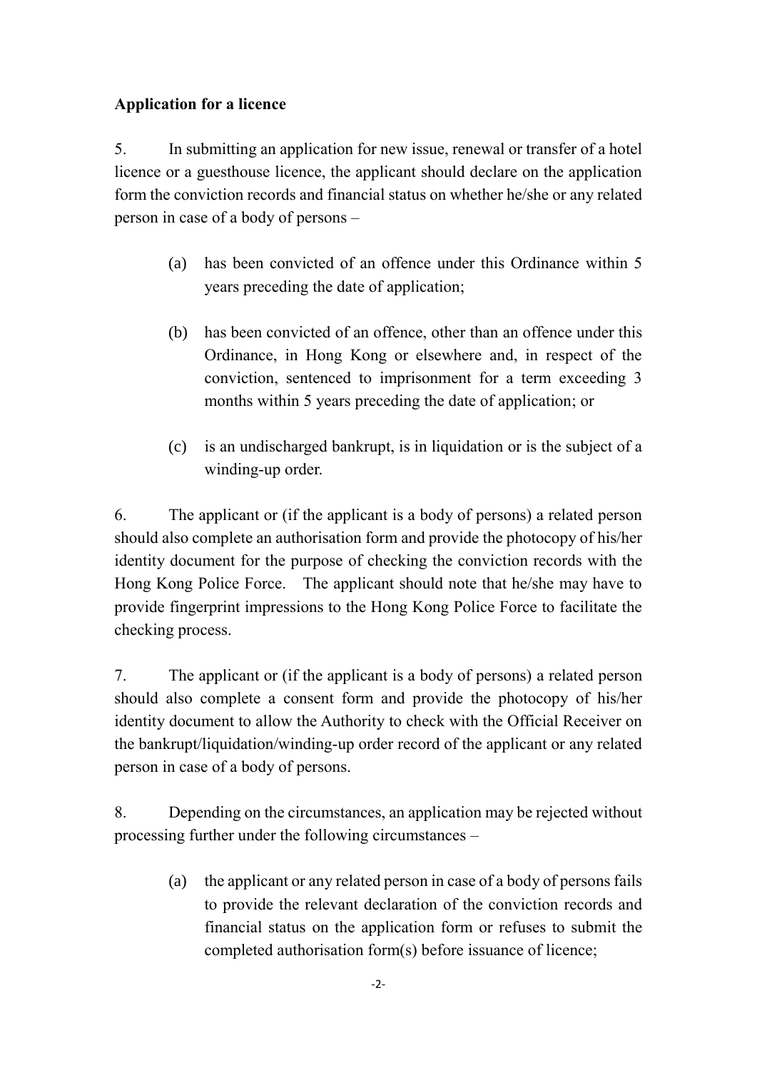**Application for a licence**

5. In submitting an application for new issue, renewal or transfer of a hotel licence or a guesthouse licence, the applicant should declare on the application form the conviction records and financial status on whether he/she or any related person in case of a body of persons –

(a) has been convicted of an offence under this Ordinance within 5 years preceding the date of application;

(b) has been convicted of an offence, other than an offence under this Ordinance, in Hong Kong or elsewhere and, in respect of the conviction, sentenced to imprisonment for a term exceeding 3 months within 5 years preceding the date of application; or

(c) is an undischarged bankrupt, is in liquidation or is the subject of a winding-up order.

6. The applicant or (if the applicant is a body of persons) a related person should also complete an authorisation form and provide the photocopy of his/her identity document for the purpose of checking the conviction records with the Hong Kong Police Force. The applicant should note that he/she may have to provide fingerprint impressions to the Hong Kong Police Force to facilitate the checking process.

7. The applicant or (if the applicant is a body of persons) a related person should also complete a consent form and provide the photocopy of his/her identity document to allow the Authority to check with the Official Receiver on the bankrupt/liquidation/winding-up order record of the applicant or any related person in case of a body of persons.

8. Depending on the circumstances, an application may be rejected without processing further under the following circumstances –

(a) the applicant or any related person in case of a body of persons fails to provide the relevant declaration of the conviction records and financial status on the application form or refuses to submit the completed authorisation form(s) before issuance of licence;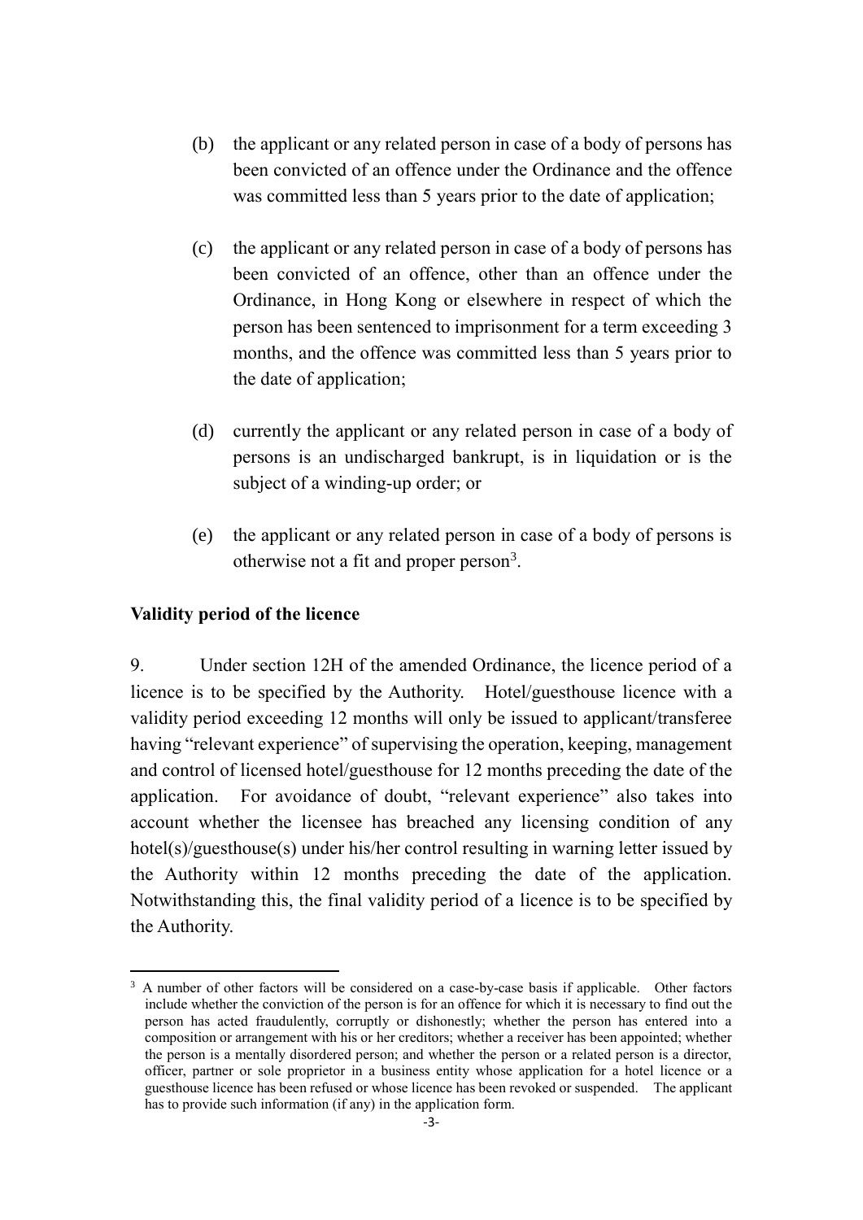(b) the applicant or any related person in case of a body of persons has been convicted of an offence under the Ordinance and the offence was committed less than 5 years prior to the date of application;

(c) the applicant or any related person in case of a body of persons has been convicted of an offence, other than an offence under the Ordinance, in Hong Kong or elsewhere in respect of which the person has been sentenced to imprisonment for a term exceeding 3 months, and the offence was committed less than 5 years prior to the date of application;

(d) currently the applicant or any related person in case of a body of persons is an undischarged bankrupt, is in liquidation or is the subject of a winding-up order; or

(e) the applicant or any related person in case of a body of persons is otherwise not a fit and proper person[3].

**Validity period of the licence**

9. Under section 12H of the amended Ordinance, the licence period of a licence is to be specified by the Authority. Hotel/guesthouse licence with a validity period exceeding 12 months will only be issued to applicant/transferee having "relevant experience" of supervising the operation, keeping, management and control of licensed hotel/guesthouse for 12 months preceding the date of the application. For avoidance of doubt, "relevant experience" also takes into account whether the licensee has breached any licensing condition of any hotel(s)/guesthouse(s) under his/her control resulting in warning letter issued by the Authority within 12 months preceding the date of the application. Notwithstanding this, the final validity period of a licence is to be specified by the Authority.

[3] A number of other factors will be considered on a case-by-case basis if applicable. Other factors include whether the conviction of the person is for an offence for which it is necessary to find out the person has acted fraudulently, corruptly or dishonestly; whether the person has entered into a composition or arrangement with his or her creditors; whether a receiver has been appointed; whether the person is a mentally disordered person; and whether the person or a related person is a director, officer, partner or sole proprietor in a business entity whose application for a hotel licence or a guesthouse licence has been refused or whose licence has been revoked or suspended. The applicant has to provide such information (if any) in the application form.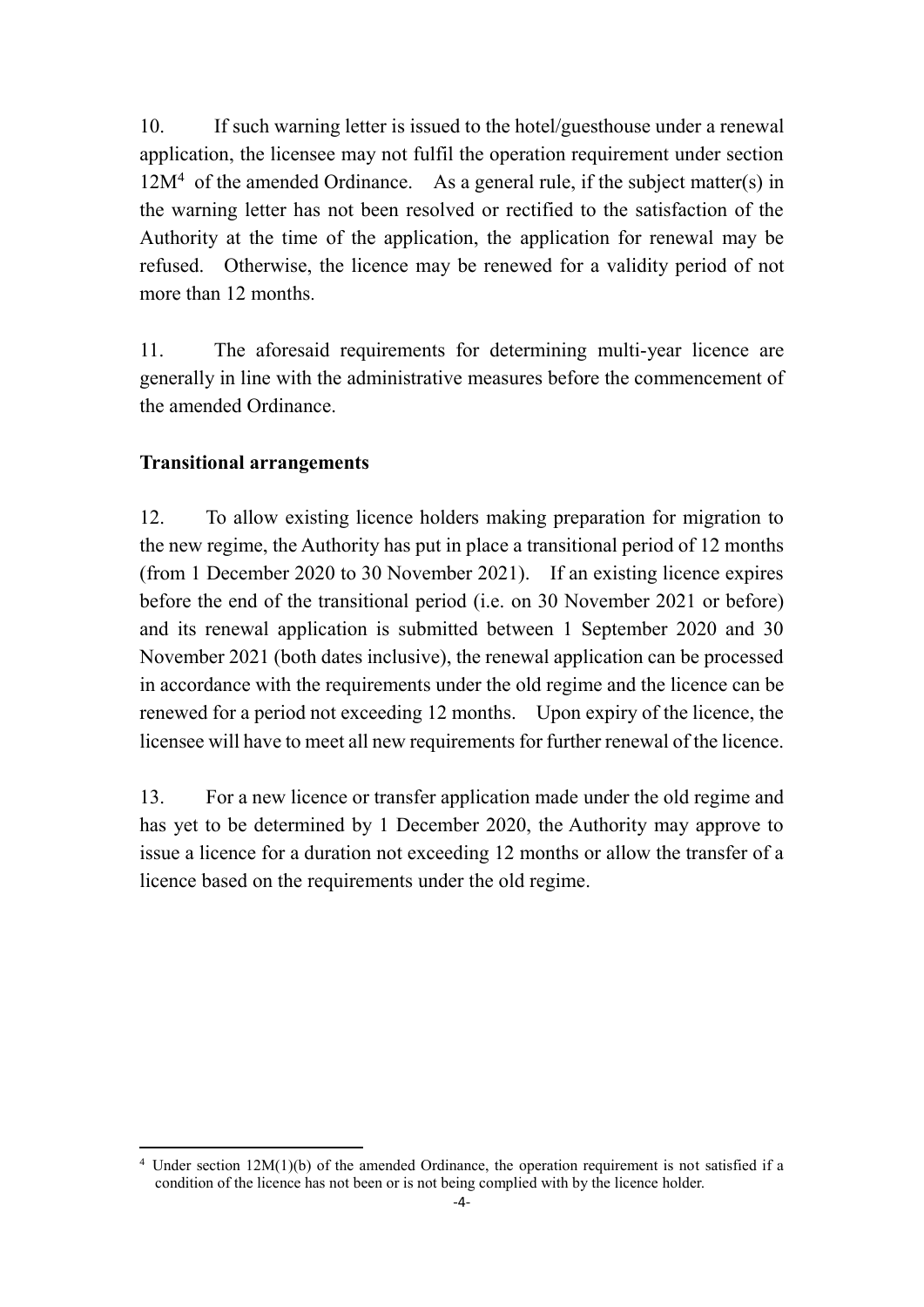10. If such warning letter is issued to the hotel/guesthouse under a renewal application, the licensee may not fulfil the operation requirement under section 12M[4] of the amended Ordinance. As a general rule, if the subject matter(s) in the warning letter has not been resolved or rectified to the satisfaction of the Authority at the time of the application, the application for renewal may be refused. Otherwise, the licence may be renewed for a validity period of not more than 12 months.

11. The aforesaid requirements for determining multi-year licence are generally in line with the administrative measures before the commencement of the amended Ordinance.

**Transitional arrangements**

12. To allow existing licence holders making preparation for migration to the new regime, the Authority has put in place a transitional period of 12 months (from 1 December 2020 to 30 November 2021). If an existing licence expires before the end of the transitional period (i.e. on 30 November 2021 or before) and its renewal application is submitted between 1 September 2020 and 30 November 2021 (both dates inclusive), the renewal application can be processed in accordance with the requirements under the old regime and the licence can be renewed for a period not exceeding 12 months. Upon expiry of the licence, the licensee will have to meet all new requirements for further renewal of the licence.

13. For a new licence or transfer application made under the old regime and has yet to be determined by 1 December 2020, the Authority may approve to issue a licence for a duration not exceeding 12 months or allow the transfer of a licence based on the requirements under the old regime.

---

[4] Under section 12M(1)(b) of the amended Ordinance, the operation requirement is not satisfied if a condition of the licence has not been or is not being complied with by the licence holder.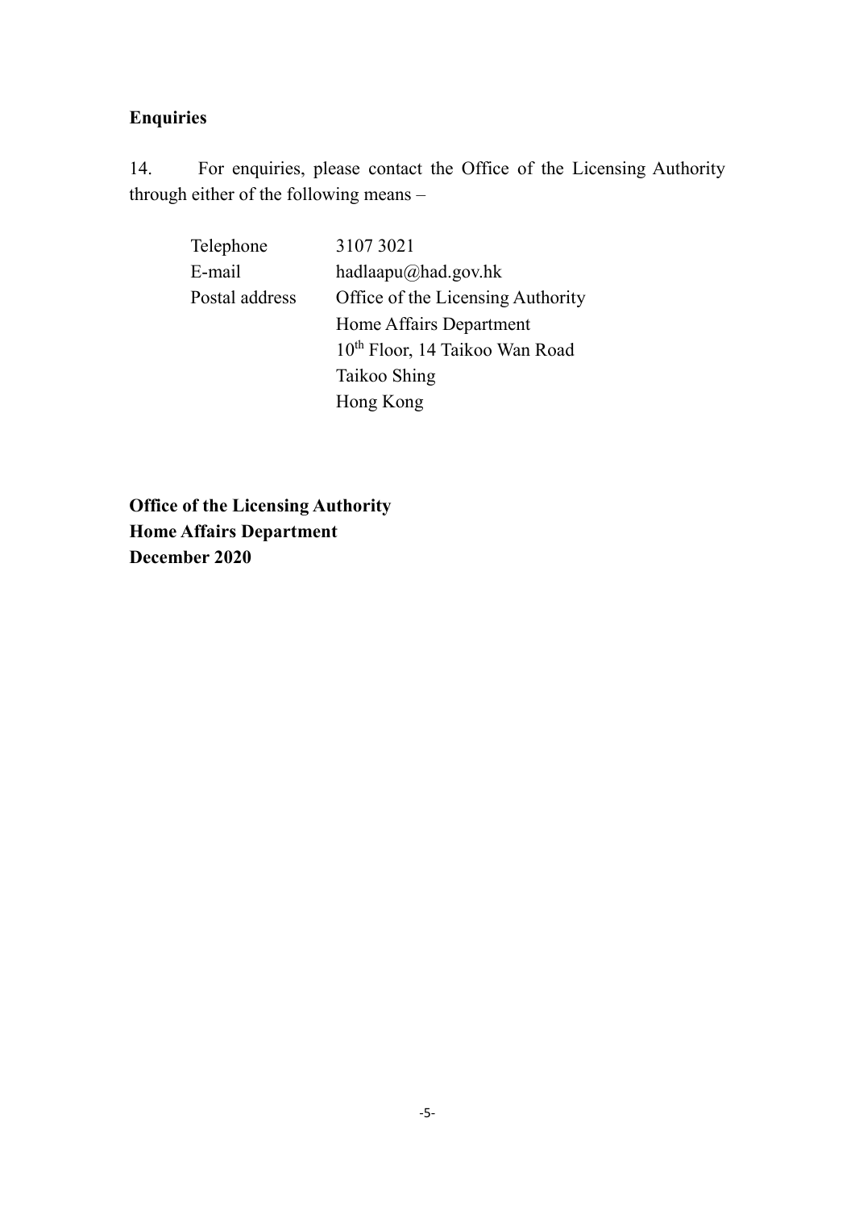## Enquiries

14. For enquiries, please contact the Office of the Licensing Authority through either of the following means –

| | |
|---|---|
| Telephone | 3107 3021 |
| E-mail | hadlaapu@had.gov.hk |
| Postal address | Office of the Licensing Authority<br>Home Affairs Department<br>10th Floor, 14 Taikoo Wan Road<br>Taikoo Shing<br>Hong Kong |

**Office of the Licensing Authority**
**Home Affairs Department**
**December 2020**